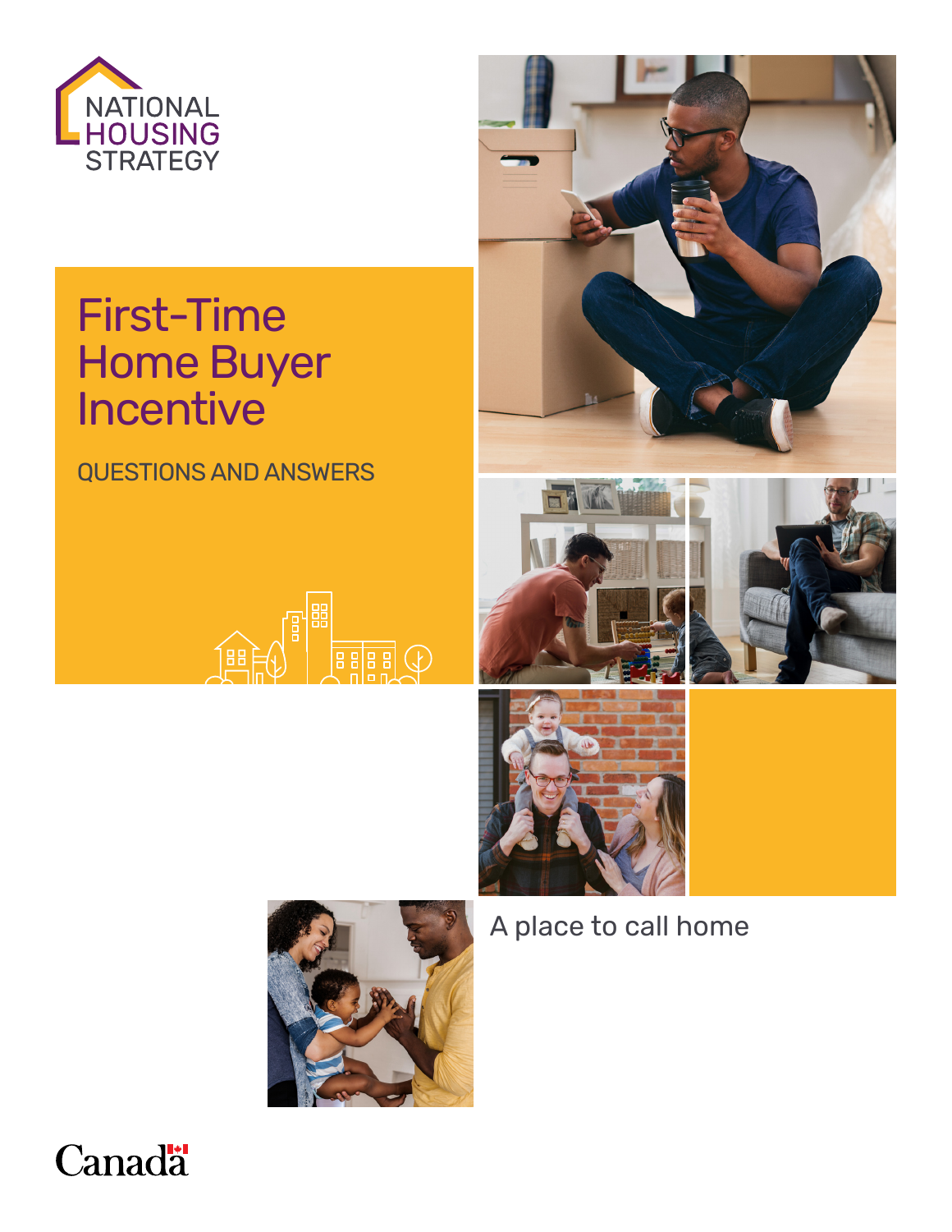NATIONAL HOUSING STRATEGY

# First-Time Home Buyer Incentive

## QUESTIONS AND ANSWERS

A place to call home

Canada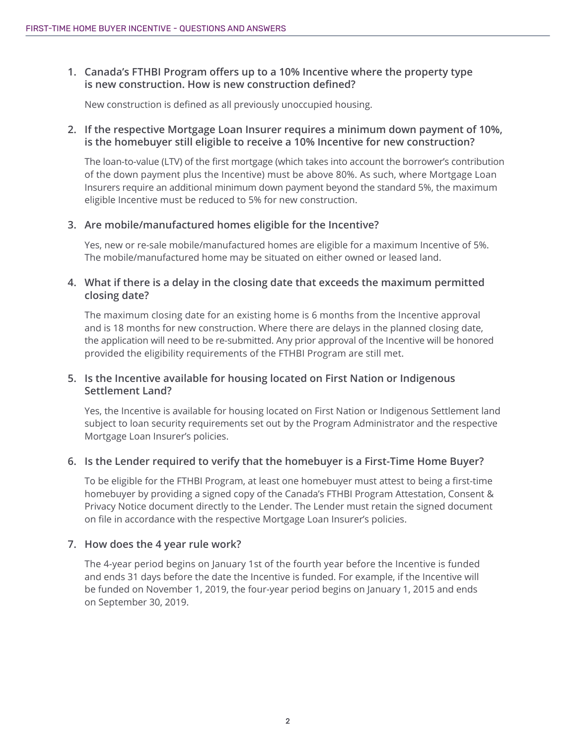1. **Canada's FTHBI Program offers up to a 10% Incentive where the property type is new construction. How is new construction defined?**

   New construction is defined as all previously unoccupied housing.

2. **If the respective Mortgage Loan Insurer requires a minimum down payment of 10%, is the homebuyer still eligible to receive a 10% Incentive for new construction?**

   The loan-to-value (LTV) of the first mortgage (which takes into account the borrower's contribution of the down payment plus the Incentive) must be above 80%. As such, where Mortgage Loan Insurers require an additional minimum down payment beyond the standard 5%, the maximum eligible Incentive must be reduced to 5% for new construction.

3. **Are mobile/manufactured homes eligible for the Incentive?**

   Yes, new or re-sale mobile/manufactured homes are eligible for a maximum Incentive of 5%. The mobile/manufactured home may be situated on either owned or leased land.

4. **What if there is a delay in the closing date that exceeds the maximum permitted closing date?**

   The maximum closing date for an existing home is 6 months from the Incentive approval and is 18 months for new construction. Where there are delays in the planned closing date, the application will need to be re-submitted. Any prior approval of the Incentive will be honored provided the eligibility requirements of the FTHBI Program are still met.

5. **Is the Incentive available for housing located on First Nation or Indigenous Settlement Land?**

   Yes, the Incentive is available for housing located on First Nation or Indigenous Settlement land subject to loan security requirements set out by the Program Administrator and the respective Mortgage Loan Insurer's policies.

6. **Is the Lender required to verify that the homebuyer is a First-Time Home Buyer?**

   To be eligible for the FTHBI Program, at least one homebuyer must attest to being a first-time homebuyer by providing a signed copy of the Canada's FTHBI Program Attestation, Consent & Privacy Notice document directly to the Lender. The Lender must retain the signed document on file in accordance with the respective Mortgage Loan Insurer's policies.

7. **How does the 4 year rule work?**

   The 4-year period begins on January 1st of the fourth year before the Incentive is funded and ends 31 days before the date the Incentive is funded. For example, if the Incentive will be funded on November 1, 2019, the four-year period begins on January 1, 2015 and ends on September 30, 2019.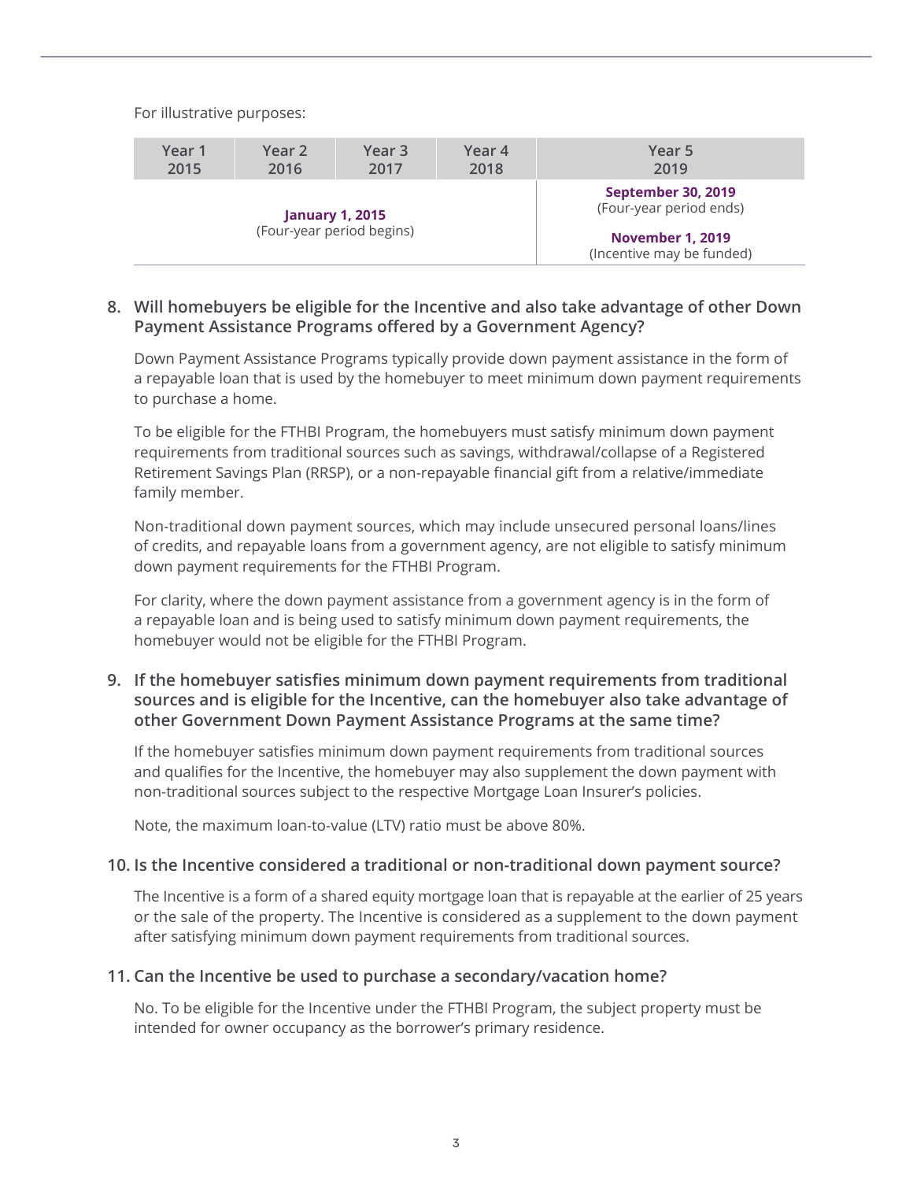For illustrative purposes:

| Year 1 2015 | Year 2 2016 | Year 3 2017 | Year 4 2018 | Year 5 2019 |
| --- | --- | --- | --- | --- |
| **January 1, 2015** (Four-year period begins) | | | | **September 30, 2019** (Four-year period ends) **November 1, 2019** (Incentive may be funded) |

8. **Will homebuyers be eligible for the Incentive and also take advantage of other Down Payment Assistance Programs offered by a Government Agency?**

   Down Payment Assistance Programs typically provide down payment assistance in the form of a repayable loan that is used by the homebuyer to meet minimum down payment requirements to purchase a home.

   To be eligible for the FTHBI Program, the homebuyers must satisfy minimum down payment requirements from traditional sources such as savings, withdrawal/collapse of a Registered Retirement Savings Plan (RRSP), or a non-repayable financial gift from a relative/immediate family member.

   Non-traditional down payment sources, which may include unsecured personal loans/lines of credits, and repayable loans from a government agency, are not eligible to satisfy minimum down payment requirements for the FTHBI Program.

   For clarity, where the down payment assistance from a government agency is in the form of a repayable loan and is being used to satisfy minimum down payment requirements, the homebuyer would not be eligible for the FTHBI Program.

9. **If the homebuyer satisfies minimum down payment requirements from traditional sources and is eligible for the Incentive, can the homebuyer also take advantage of other Government Down Payment Assistance Programs at the same time?**

   If the homebuyer satisfies minimum down payment requirements from traditional sources and qualifies for the Incentive, the homebuyer may also supplement the down payment with non-traditional sources subject to the respective Mortgage Loan Insurer's policies.

   Note, the maximum loan-to-value (LTV) ratio must be above 80%.

10. **Is the Incentive considered a traditional or non-traditional down payment source?**

    The Incentive is a form of a shared equity mortgage loan that is repayable at the earlier of 25 years or the sale of the property. The Incentive is considered as a supplement to the down payment after satisfying minimum down payment requirements from traditional sources.

11. **Can the Incentive be used to purchase a secondary/vacation home?**

    No. To be eligible for the Incentive under the FTHBI Program, the subject property must be intended for owner occupancy as the borrower's primary residence.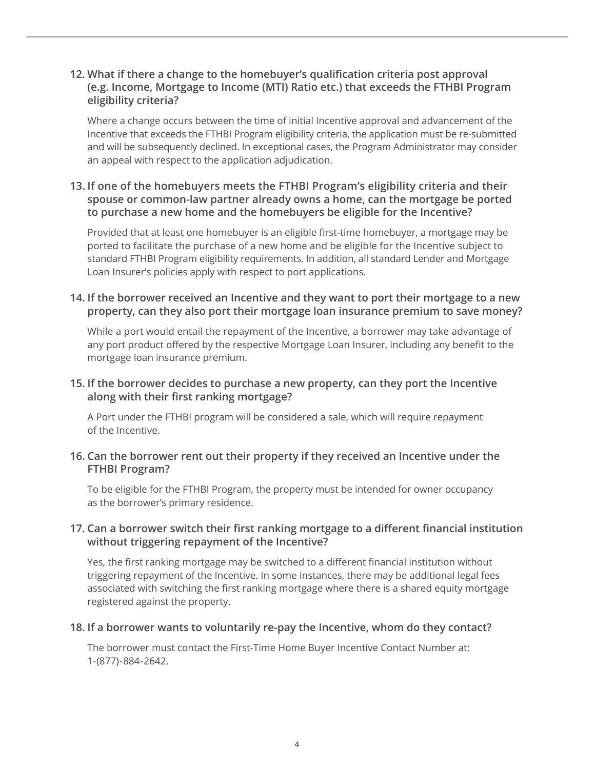**12. What if there a change to the homebuyer's qualification criteria post approval (e.g. Income, Mortgage to Income (MTI) Ratio etc.) that exceeds the FTHBI Program eligibility criteria?**

Where a change occurs between the time of initial Incentive approval and advancement of the Incentive that exceeds the FTHBI Program eligibility criteria, the application must be re-submitted and will be subsequently declined. In exceptional cases, the Program Administrator may consider an appeal with respect to the application adjudication.

**13. If one of the homebuyers meets the FTHBI Program's eligibility criteria and their spouse or common-law partner already owns a home, can the mortgage be ported to purchase a new home and the homebuyers be eligible for the Incentive?**

Provided that at least one homebuyer is an eligible first-time homebuyer, a mortgage may be ported to facilitate the purchase of a new home and be eligible for the Incentive subject to standard FTHBI Program eligibility requirements. In addition, all standard Lender and Mortgage Loan Insurer's policies apply with respect to port applications.

**14. If the borrower received an Incentive and they want to port their mortgage to a new property, can they also port their mortgage loan insurance premium to save money?**

While a port would entail the repayment of the Incentive, a borrower may take advantage of any port product offered by the respective Mortgage Loan Insurer, including any benefit to the mortgage loan insurance premium.

**15. If the borrower decides to purchase a new property, can they port the Incentive along with their first ranking mortgage?**

A Port under the FTHBI program will be considered a sale, which will require repayment of the Incentive.

**16. Can the borrower rent out their property if they received an Incentive under the FTHBI Program?**

To be eligible for the FTHBI Program, the property must be intended for owner occupancy as the borrower's primary residence.

**17. Can a borrower switch their first ranking mortgage to a different financial institution without triggering repayment of the Incentive?**

Yes, the first ranking mortgage may be switched to a different financial institution without triggering repayment of the Incentive. In some instances, there may be additional legal fees associated with switching the first ranking mortgage where there is a shared equity mortgage registered against the property.

**18. If a borrower wants to voluntarily re-pay the Incentive, whom do they contact?**

The borrower must contact the First-Time Home Buyer Incentive Contact Number at: 1-(877)-884-2642.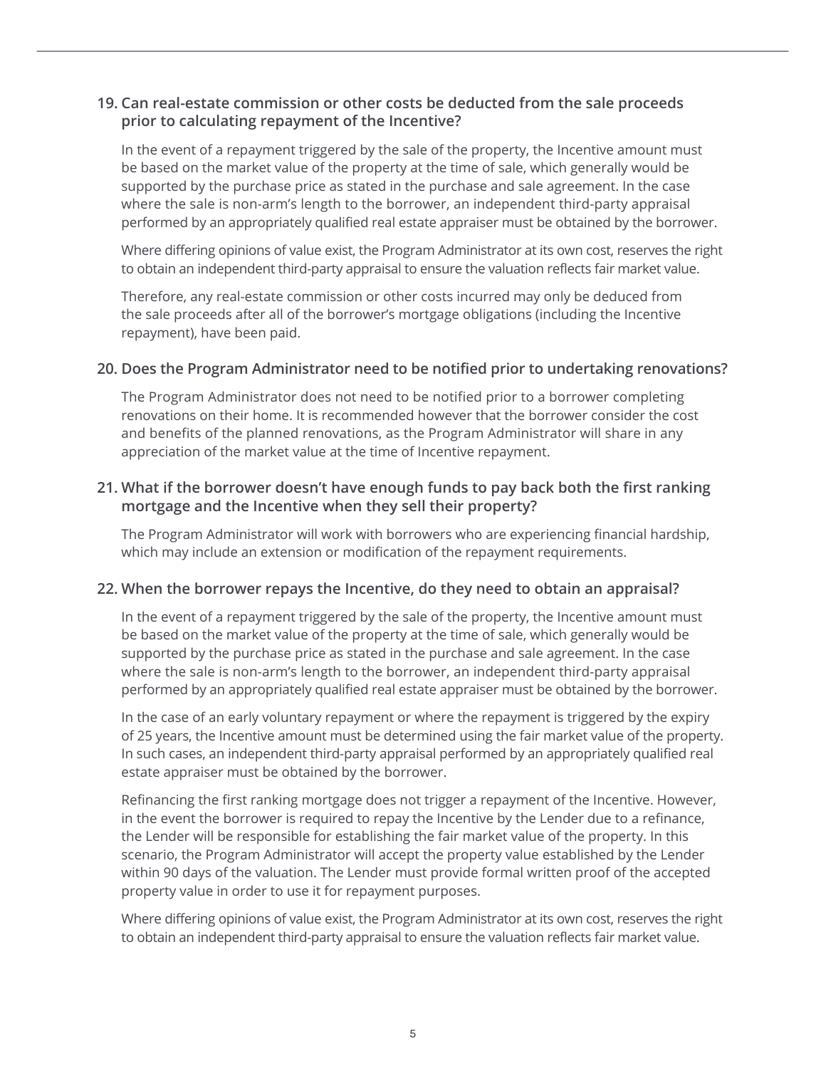### 19. Can real-estate commission or other costs be deducted from the sale proceeds prior to calculating repayment of the Incentive?

In the event of a repayment triggered by the sale of the property, the Incentive amount must be based on the market value of the property at the time of sale, which generally would be supported by the purchase price as stated in the purchase and sale agreement. In the case where the sale is non-arm's length to the borrower, an independent third-party appraisal performed by an appropriately qualified real estate appraiser must be obtained by the borrower.

Where differing opinions of value exist, the Program Administrator at its own cost, reserves the right to obtain an independent third-party appraisal to ensure the valuation reflects fair market value.

Therefore, any real-estate commission or other costs incurred may only be deduced from the sale proceeds after all of the borrower's mortgage obligations (including the Incentive repayment), have been paid.

### 20. Does the Program Administrator need to be notified prior to undertaking renovations?

The Program Administrator does not need to be notified prior to a borrower completing renovations on their home. It is recommended however that the borrower consider the cost and benefits of the planned renovations, as the Program Administrator will share in any appreciation of the market value at the time of Incentive repayment.

### 21. What if the borrower doesn't have enough funds to pay back both the first ranking mortgage and the Incentive when they sell their property?

The Program Administrator will work with borrowers who are experiencing financial hardship, which may include an extension or modification of the repayment requirements.

### 22. When the borrower repays the Incentive, do they need to obtain an appraisal?

In the event of a repayment triggered by the sale of the property, the Incentive amount must be based on the market value of the property at the time of sale, which generally would be supported by the purchase price as stated in the purchase and sale agreement. In the case where the sale is non-arm's length to the borrower, an independent third-party appraisal performed by an appropriately qualified real estate appraiser must be obtained by the borrower.

In the case of an early voluntary repayment or where the repayment is triggered by the expiry of 25 years, the Incentive amount must be determined using the fair market value of the property. In such cases, an independent third-party appraisal performed by an appropriately qualified real estate appraiser must be obtained by the borrower.

Refinancing the first ranking mortgage does not trigger a repayment of the Incentive. However, in the event the borrower is required to repay the Incentive by the Lender due to a refinance, the Lender will be responsible for establishing the fair market value of the property. In this scenario, the Program Administrator will accept the property value established by the Lender within 90 days of the valuation. The Lender must provide formal written proof of the accepted property value in order to use it for repayment purposes.

Where differing opinions of value exist, the Program Administrator at its own cost, reserves the right to obtain an independent third-party appraisal to ensure the valuation reflects fair market value.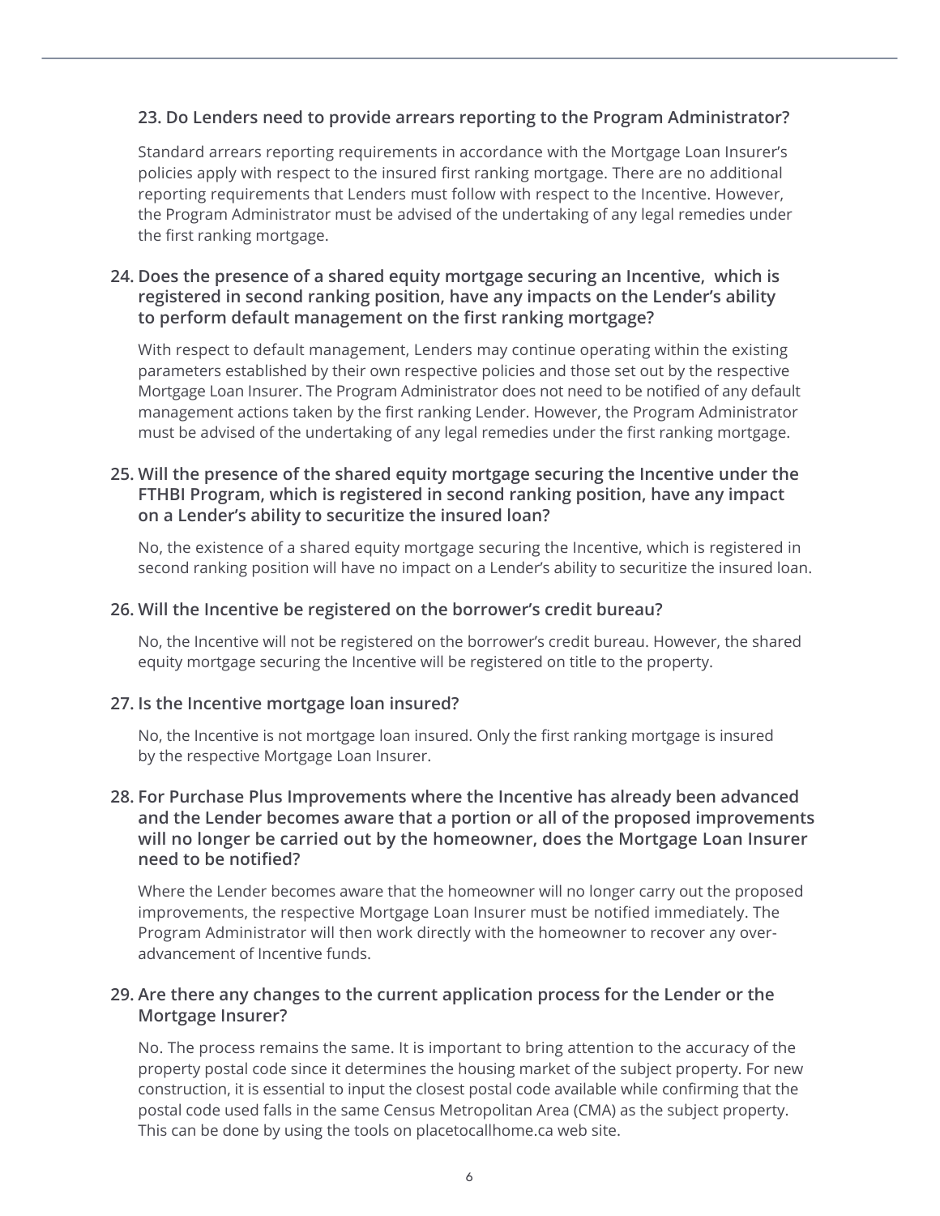### 23. Do Lenders need to provide arrears reporting to the Program Administrator?

Standard arrears reporting requirements in accordance with the Mortgage Loan Insurer's policies apply with respect to the insured first ranking mortgage. There are no additional reporting requirements that Lenders must follow with respect to the Incentive. However, the Program Administrator must be advised of the undertaking of any legal remedies under the first ranking mortgage.

### 24. Does the presence of a shared equity mortgage securing an Incentive, which is registered in second ranking position, have any impacts on the Lender's ability to perform default management on the first ranking mortgage?

With respect to default management, Lenders may continue operating within the existing parameters established by their own respective policies and those set out by the respective Mortgage Loan Insurer. The Program Administrator does not need to be notified of any default management actions taken by the first ranking Lender. However, the Program Administrator must be advised of the undertaking of any legal remedies under the first ranking mortgage.

### 25. Will the presence of the shared equity mortgage securing the Incentive under the FTHBI Program, which is registered in second ranking position, have any impact on a Lender's ability to securitize the insured loan?

No, the existence of a shared equity mortgage securing the Incentive, which is registered in second ranking position will have no impact on a Lender's ability to securitize the insured loan.

### 26. Will the Incentive be registered on the borrower's credit bureau?

No, the Incentive will not be registered on the borrower's credit bureau. However, the shared equity mortgage securing the Incentive will be registered on title to the property.

### 27. Is the Incentive mortgage loan insured?

No, the Incentive is not mortgage loan insured. Only the first ranking mortgage is insured by the respective Mortgage Loan Insurer.

### 28. For Purchase Plus Improvements where the Incentive has already been advanced and the Lender becomes aware that a portion or all of the proposed improvements will no longer be carried out by the homeowner, does the Mortgage Loan Insurer need to be notified?

Where the Lender becomes aware that the homeowner will no longer carry out the proposed improvements, the respective Mortgage Loan Insurer must be notified immediately. The Program Administrator will then work directly with the homeowner to recover any over-advancement of Incentive funds.

### 29. Are there any changes to the current application process for the Lender or the Mortgage Insurer?

No. The process remains the same. It is important to bring attention to the accuracy of the property postal code since it determines the housing market of the subject property. For new construction, it is essential to input the closest postal code available while confirming that the postal code used falls in the same Census Metropolitan Area (CMA) as the subject property. This can be done by using the tools on placetocallhome.ca web site.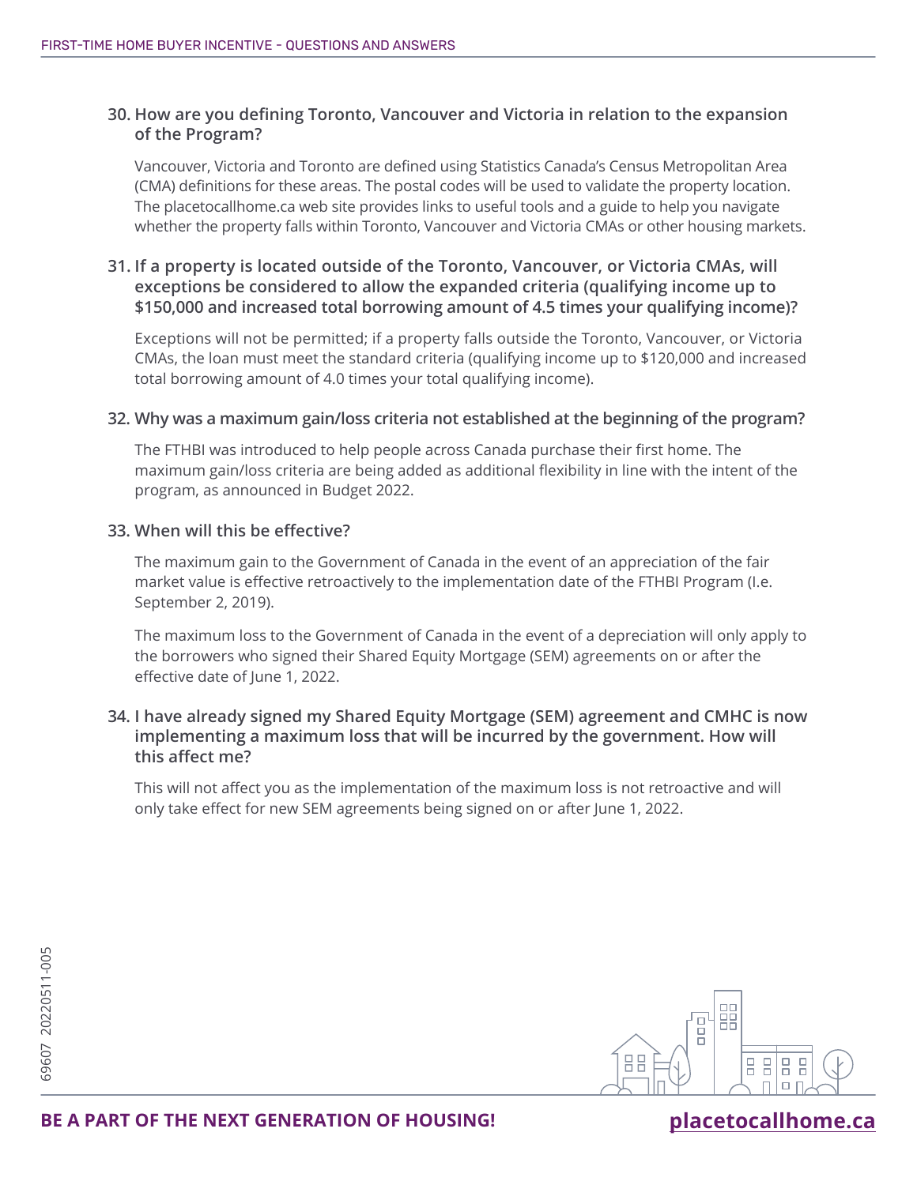### 30. How are you defining Toronto, Vancouver and Victoria in relation to the expansion of the Program?

Vancouver, Victoria and Toronto are defined using Statistics Canada's Census Metropolitan Area (CMA) definitions for these areas. The postal codes will be used to validate the property location. The placetocallhome.ca web site provides links to useful tools and a guide to help you navigate whether the property falls within Toronto, Vancouver and Victoria CMAs or other housing markets.

### 31. If a property is located outside of the Toronto, Vancouver, or Victoria CMAs, will exceptions be considered to allow the expanded criteria (qualifying income up to $150,000 and increased total borrowing amount of 4.5 times your qualifying income)?

Exceptions will not be permitted; if a property falls outside the Toronto, Vancouver, or Victoria CMAs, the loan must meet the standard criteria (qualifying income up to $120,000 and increased total borrowing amount of 4.0 times your total qualifying income).

### 32. Why was a maximum gain/loss criteria not established at the beginning of the program?

The FTHBI was introduced to help people across Canada purchase their first home. The maximum gain/loss criteria are being added as additional flexibility in line with the intent of the program, as announced in Budget 2022.

### 33. When will this be effective?

The maximum gain to the Government of Canada in the event of an appreciation of the fair market value is effective retroactively to the implementation date of the FTHBI Program (I.e. September 2, 2019).

The maximum loss to the Government of Canada in the event of a depreciation will only apply to the borrowers who signed their Shared Equity Mortgage (SEM) agreements on or after the effective date of June 1, 2022.

### 34. I have already signed my Shared Equity Mortgage (SEM) agreement and CMHC is now implementing a maximum loss that will be incurred by the government. How will this affect me?

This will not affect you as the implementation of the maximum loss is not retroactive and will only take effect for new SEM agreements being signed on or after June 1, 2022.

69607 20220511-005

**BE A PART OF THE NEXT GENERATION OF HOUSING!**

**placetocallhome.ca**